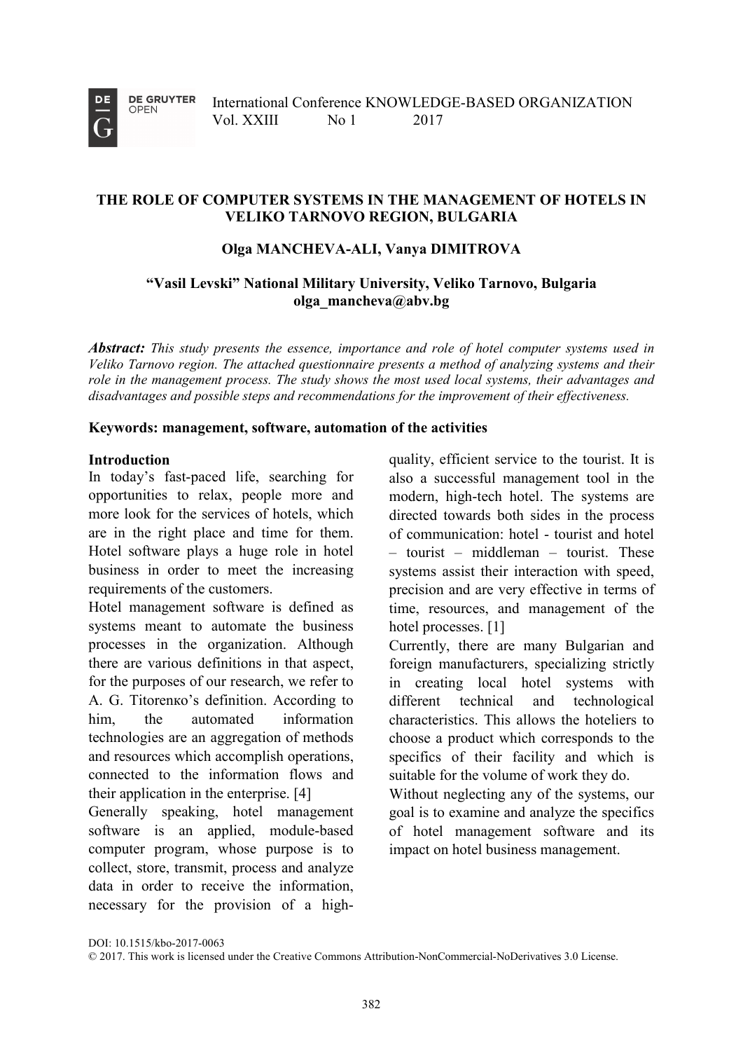# THE ROLE OF COMPUTER SYSTEMS IN THE MANAGEMENT OF HOTELS IN VELIKO TARNOVO REGION, BULGARIA

**Olga MANCHEVA-ALI, Vanya DIMITROVA**

**"Vasil Levski" National Military University, Veliko Tarnovo, Bulgaria**
**olga_mancheva@abv.bg**

***Abstract:*** *This study presents the essence, importance and role of hotel computer systems used in Veliko Tarnovo region. The attached questionnaire presents a method of analyzing systems and their role in the management process. The study shows the most used local systems, their advantages and disadvantages and possible steps and recommendations for the improvement of their effectiveness.*

**Keywords: management, software, automation of the activities**

## Introduction

In today's fast-paced life, searching for opportunities to relax, people more and more look for the services of hotels, which are in the right place and time for them. Hotel software plays a huge role in hotel business in order to meet the increasing requirements of the customers.

Hotel management software is defined as systems meant to automate the business processes in the organization. Although there are various definitions in that aspect, for the purposes of our research, we refer to A. G. Titorenко's definition. According to him, the automated information technologies are an aggregation of methods and resources which accomplish operations, connected to the information flows and their application in the enterprise. [4]

Generally speaking, hotel management software is an applied, module-based computer program, whose purpose is to collect, store, transmit, process and analyze data in order to receive the information, necessary for the provision of a high-quality, efficient service to the tourist. It is also a successful management tool in the modern, high-tech hotel. The systems are directed towards both sides in the process of communication: hotel - tourist and hotel – tourist – middleman – tourist. These systems assist their interaction with speed, precision and are very effective in terms of time, resources, and management of the hotel processes. [1]

Currently, there are many Bulgarian and foreign manufacturers, specializing strictly in creating local hotel systems with different technical and technological characteristics. This allows the hoteliers to choose a product which corresponds to the specifics of their facility and which is suitable for the volume of work they do.

Without neglecting any of the systems, our goal is to examine and analyze the specifics of hotel management software and its impact on hotel business management.

DOI: 10.1515/kbo-2017-0063

© 2017. This work is licensed under the Creative Commons Attribution-NonCommercial-NoDerivatives 3.0 License.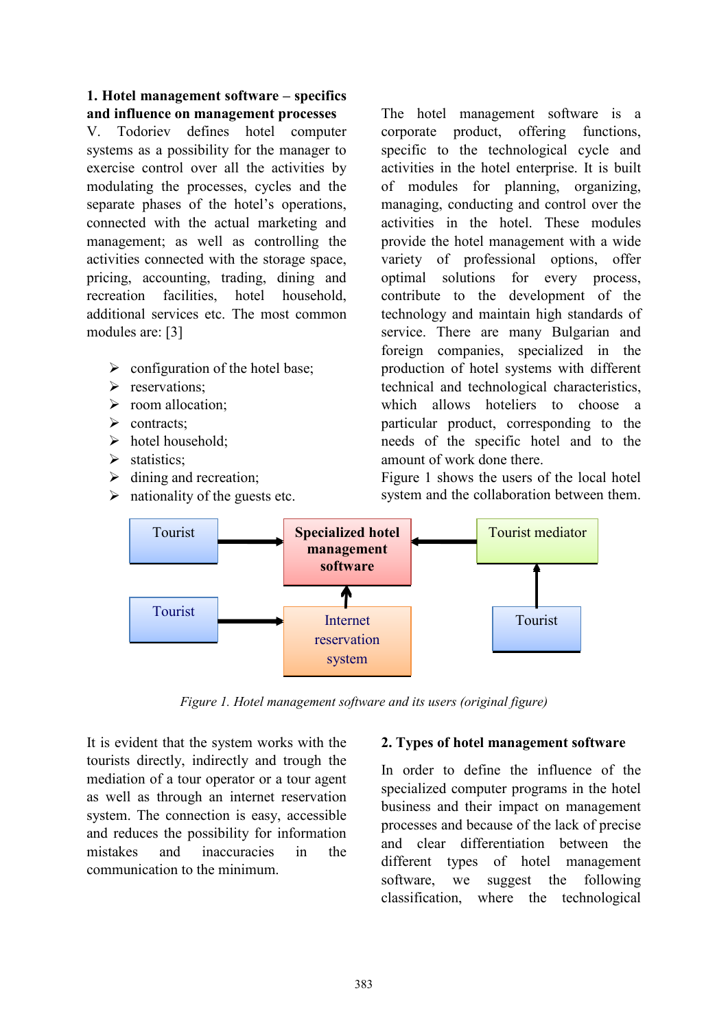## 1. Hotel management software – specifics and influence on management processes

V. Todoriev defines hotel computer systems as a possibility for the manager to exercise control over all the activities by modulating the processes, cycles and the separate phases of the hotel's operations, connected with the actual marketing and management; as well as controlling the activities connected with the storage space, pricing, accounting, trading, dining and recreation facilities, hotel household, additional services etc. The most common modules are: [3]

- configuration of the hotel base;
- reservations;
- room allocation;
- contracts;
- hotel household;
- statistics;
- dining and recreation;
- nationality of the guests etc.

The hotel management software is a corporate product, offering functions, specific to the technological cycle and activities in the hotel enterprise. It is built of modules for planning, organizing, managing, conducting and control over the activities in the hotel. These modules provide the hotel management with a wide variety of professional options, offer optimal solutions for every process, contribute to the development of the technology and maintain high standards of service. There are many Bulgarian and foreign companies, specialized in the production of hotel systems with different technical and technological characteristics, which allows hoteliers to choose a particular product, corresponding to the needs of the specific hotel and to the amount of work done there.

Figure 1 shows the users of the local hotel system and the collaboration between them.

Tourist → **Specialized hotel management software** ← Tourist mediator ← Tourist

Tourist → Internet reservation system → **Specialized hotel management software**

*Figure 1. Hotel management software and its users (original figure)*

It is evident that the system works with the tourists directly, indirectly and trough the mediation of a tour operator or a tour agent as well as through an internet reservation system. The connection is easy, accessible and reduces the possibility for information mistakes and inaccuracies in the communication to the minimum.

## 2. Types of hotel management software

In order to define the influence of the specialized computer programs in the hotel business and their impact on management processes and because of the lack of precise and clear differentiation between the different types of hotel management software, we suggest the following classification, where the technological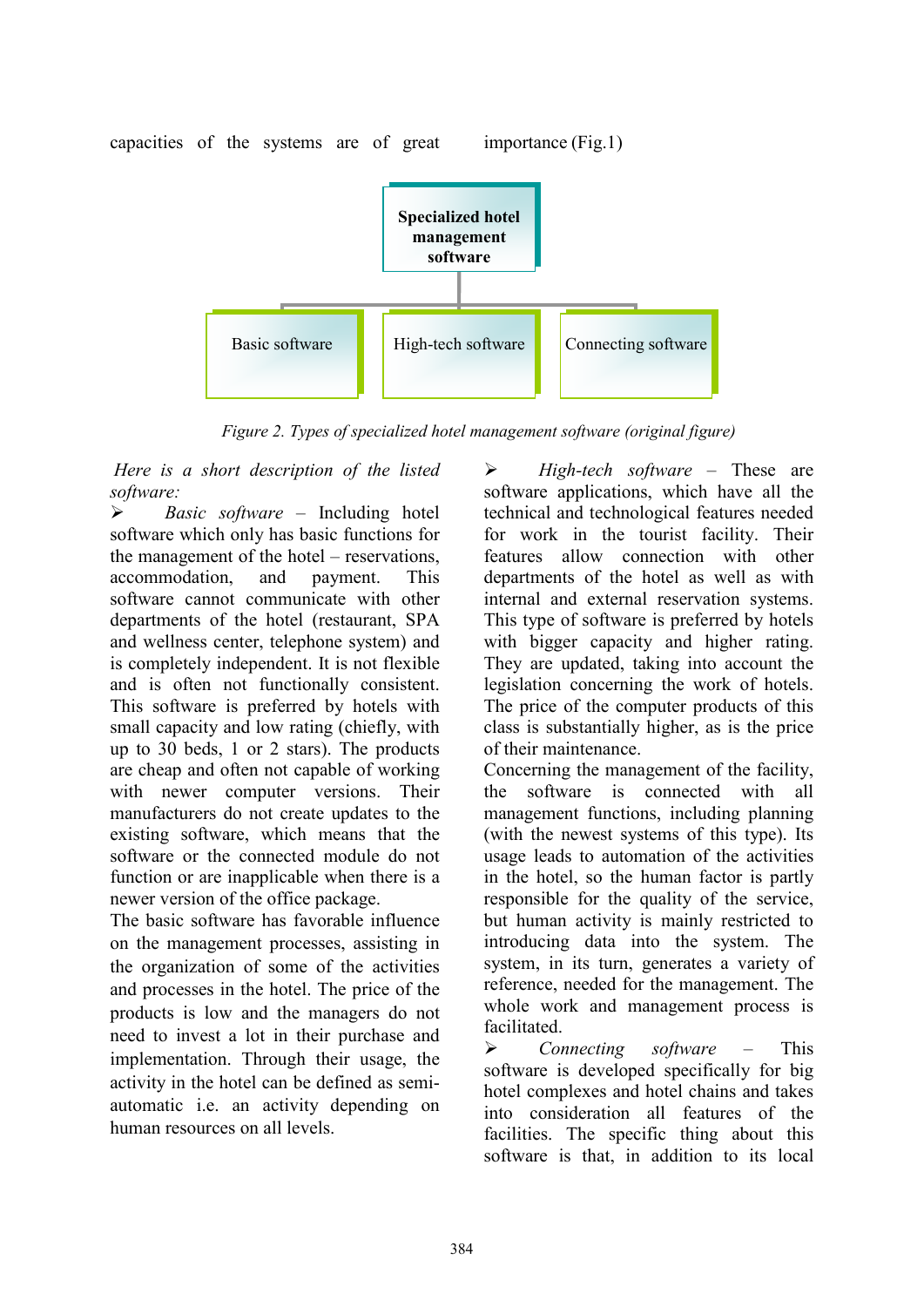capacities of the systems are of great importance (Fig.1)

Specialized hotel management software

Basic software

High-tech software

Connecting software

*Figure 2. Types of specialized hotel management software (original figure)*

*Here is a short description of the listed software:*

- *Basic software* – Including hotel software which only has basic functions for the management of the hotel – reservations, accommodation, and payment. This software cannot communicate with other departments of the hotel (restaurant, SPA and wellness center, telephone system) and is completely independent. It is not flexible and is often not functionally consistent. This software is preferred by hotels with small capacity and low rating (chiefly, with up to 30 beds, 1 or 2 stars). The products are cheap and often not capable of working with newer computer versions. Their manufacturers do not create updates to the existing software, which means that the software or the connected module do not function or are inapplicable when there is a newer version of the office package.

The basic software has favorable influence on the management processes, assisting in the organization of some of the activities and processes in the hotel. The price of the products is low and the managers do not need to invest a lot in their purchase and implementation. Through their usage, the activity in the hotel can be defined as semi-automatic i.e. an activity depending on human resources on all levels.

- *High-tech software* – These are software applications, which have all the technical and technological features needed for work in the tourist facility. Their features allow connection with other departments of the hotel as well as with internal and external reservation systems. This type of software is preferred by hotels with bigger capacity and higher rating. They are updated, taking into account the legislation concerning the work of hotels. The price of the computer products of this class is substantially higher, as is the price of their maintenance.

Concerning the management of the facility, the software is connected with all management functions, including planning (with the newest systems of this type). Its usage leads to automation of the activities in the hotel, so the human factor is partly responsible for the quality of the service, but human activity is mainly restricted to introducing data into the system. The system, in its turn, generates a variety of reference, needed for the management. The whole work and management process is facilitated.

- *Connecting software* – This software is developed specifically for big hotel complexes and hotel chains and takes into consideration all features of the facilities. The specific thing about this software is that, in addition to its local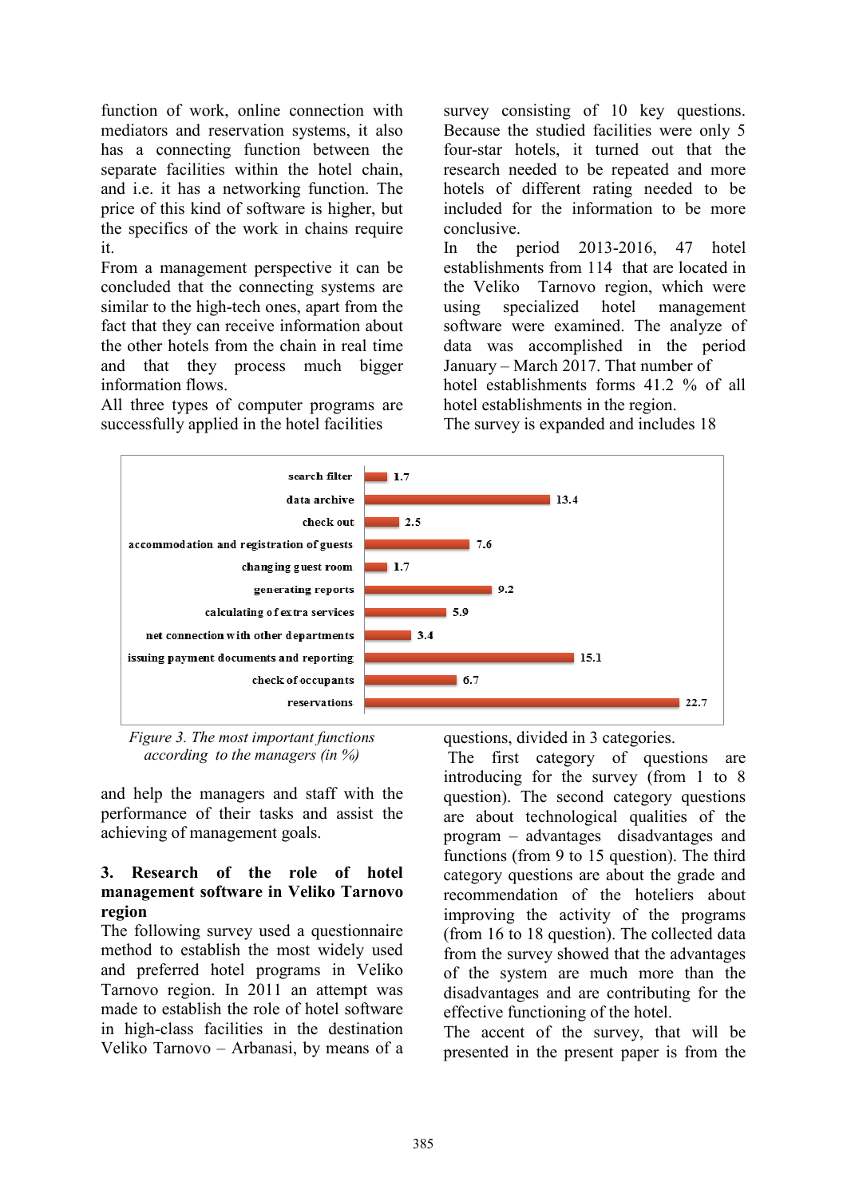function of work, online connection with mediators and reservation systems, it also has a connecting function between the separate facilities within the hotel chain, and i.e. it has a networking function. The price of this kind of software is higher, but the specifics of the work in chains require it.

From a management perspective it can be concluded that the connecting systems are similar to the high-tech ones, apart from the fact that they can receive information about the other hotels from the chain in real time and that they process much bigger information flows.

All three types of computer programs are successfully applied in the hotel facilities and help the managers and staff with the performance of their tasks and assist the achieving of management goals.

## 3. Research of the role of hotel management software in Veliko Tarnovo region

The following survey used a questionnaire method to establish the most widely used and preferred hotel programs in Veliko Tarnovo region. In 2011 an attempt was made to establish the role of hotel software in high-class facilities in the destination Veliko Tarnovo – Arbanasi, by means of a survey consisting of 10 key questions. Because the studied facilities were only 5 four-star hotels, it turned out that the research needed to be repeated and more hotels of different rating needed to be included for the information to be more conclusive.

In the period 2013-2016, 47 hotel establishments from 114 that are located in the Veliko Tarnovo region, which were using specialized hotel management software were examined. The analyze of data was accomplished in the period January – March 2017. That number of hotel establishments forms 41.2 % of all hotel establishments in the region.

The survey is expanded and includes 18 questions, divided in 3 categories.

The first category of questions are introducing for the survey (from 1 to 8 question). The second category questions are about technological qualities of the program – advantages disadvantages and functions (from 9 to 15 question). The third category questions are about the grade and recommendation of the hoteliers about improving the activity of the programs (from 16 to 18 question). The collected data from the survey showed that the advantages of the system are much more than the disadvantages and are contributing for the effective functioning of the hotel.

| Function | % |
|---|---|
| search filter | 1.7 |
| data archive | 13.4 |
| check out | 2.5 |
| accommodation and registration of guests | 7.6 |
| changing guest room | 1.7 |
| generating reports | 9.2 |
| calculating of extra services | 5.9 |
| net connection with other departments | 3.4 |
| issuing payment documents and reporting | 15.1 |
| check of occupants | 6.7 |
| reservations | 22.7 |

*Figure 3. The most important functions according to the managers (in %)*

The accent of the survey, that will be presented in the present paper is from the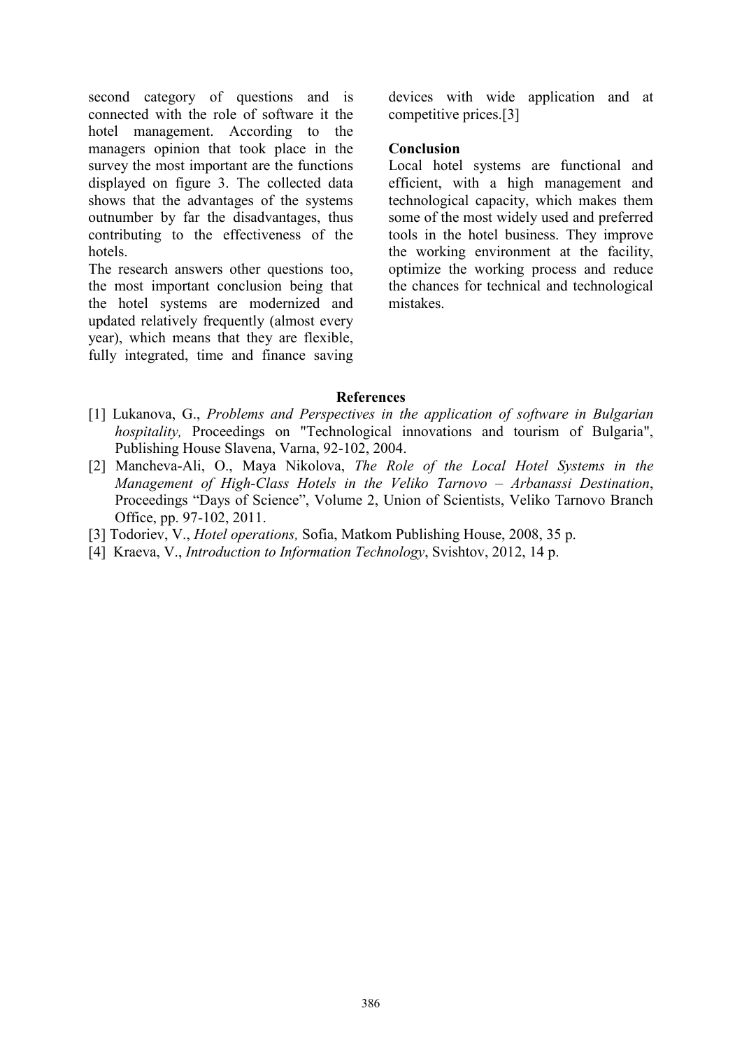second category of questions and is connected with the role of software it the hotel management. According to the managers opinion that took place in the survey the most important are the functions displayed on figure 3. The collected data shows that the advantages of the systems outnumber by far the disadvantages, thus contributing to the effectiveness of the hotels.

The research answers other questions too, the most important conclusion being that the hotel systems are modernized and updated relatively frequently (almost every year), which means that they are flexible, fully integrated, time and finance saving devices with wide application and at competitive prices.[3]

**Conclusion**

Local hotel systems are functional and efficient, with a high management and technological capacity, which makes them some of the most widely used and preferred tools in the hotel business. They improve the working environment at the facility, optimize the working process and reduce the chances for technical and technological mistakes.

**References**

[1] Lukanova, G., *Problems and Perspectives in the application of software in Bulgarian hospitality,* Proceedings on "Technological innovations and tourism of Bulgaria", Publishing House Slavena, Varna, 92-102, 2004.

[2] Mancheva-Ali, O., Maya Nikolova, *The Role of the Local Hotel Systems in the Management of High-Class Hotels in the Veliko Tarnovo – Arbanassi Destination*, Proceedings "Days of Science", Volume 2, Union of Scientists, Veliko Tarnovo Branch Office, pp. 97-102, 2011.

[3] Todoriev, V., *Hotel operations,* Sofia, Matkom Publishing House, 2008, 35 p.

[4] Kraeva, V., *Introduction to Information Technology*, Svishtov, 2012, 14 p.